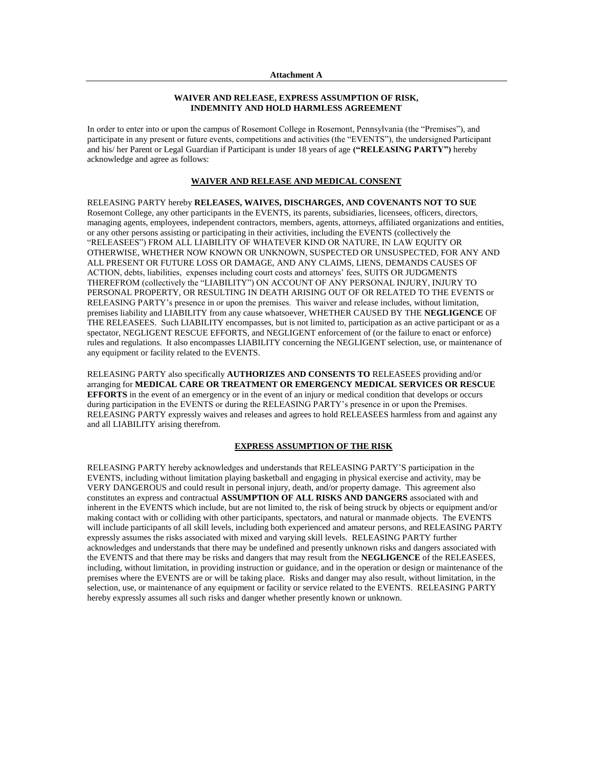**Attachment A**

---

## WAIVER AND RELEASE, EXPRESS ASSUMPTION OF RISK, INDEMNITY AND HOLD HARMLESS AGREEMENT

In order to enter into or upon the campus of Rosemont College in Rosemont, Pennsylvania (the "Premises"), and participate in any present or future events, competitions and activities (the "EVENTS"), the undersigned Participant and his/ her Parent or Legal Guardian if Participant is under 18 years of age **("RELEASING PARTY")** hereby acknowledge and agree as follows:

### WAIVER AND RELEASE AND MEDICAL CONSENT

RELEASING PARTY hereby **RELEASES, WAIVES, DISCHARGES, AND COVENANTS NOT TO SUE** Rosemont College, any other participants in the EVENTS, its parents, subsidiaries, licensees, officers, directors, managing agents, employees, independent contractors, members, agents, attorneys, affiliated organizations and entities, or any other persons assisting or participating in their activities, including the EVENTS (collectively the "RELEASEES") FROM ALL LIABILITY OF WHATEVER KIND OR NATURE, IN LAW EQUITY OR OTHERWISE, WHETHER NOW KNOWN OR UNKNOWN, SUSPECTED OR UNSUSPECTED, FOR ANY AND ALL PRESENT OR FUTURE LOSS OR DAMAGE, AND ANY CLAIMS, LIENS, DEMANDS CAUSES OF ACTION, debts, liabilities, expenses including court costs and attorneys' fees, SUITS OR JUDGMENTS THEREFROM (collectively the "LIABILITY") ON ACCOUNT OF ANY PERSONAL INJURY, INJURY TO PERSONAL PROPERTY, OR RESULTING IN DEATH ARISING OUT OF OR RELATED TO THE EVENTS or RELEASING PARTY's presence in or upon the premises. This waiver and release includes, without limitation, premises liability and LIABILITY from any cause whatsoever, WHETHER CAUSED BY THE **NEGLIGENCE** OF THE RELEASEES. Such LIABILITY encompasses, but is not limited to, participation as an active participant or as a spectator, NEGLIGENT RESCUE EFFORTS, and NEGLIGENT enforcement of (or the failure to enact or enforce) rules and regulations. It also encompasses LIABILITY concerning the NEGLIGENT selection, use, or maintenance of any equipment or facility related to the EVENTS.

RELEASING PARTY also specifically **AUTHORIZES AND CONSENTS TO** RELEASEES providing and/or arranging for **MEDICAL CARE OR TREATMENT OR EMERGENCY MEDICAL SERVICES OR RESCUE EFFORTS** in the event of an emergency or in the event of an injury or medical condition that develops or occurs during participation in the EVENTS or during the RELEASING PARTY's presence in or upon the Premises. RELEASING PARTY expressly waives and releases and agrees to hold RELEASEES harmless from and against any and all LIABILITY arising therefrom.

### EXPRESS ASSUMPTION OF THE RISK

RELEASING PARTY hereby acknowledges and understands that RELEASING PARTY'S participation in the EVENTS, including without limitation playing basketball and engaging in physical exercise and activity, may be VERY DANGEROUS and could result in personal injury, death, and/or property damage. This agreement also constitutes an express and contractual **ASSUMPTION OF ALL RISKS AND DANGERS** associated with and inherent in the EVENTS which include, but are not limited to, the risk of being struck by objects or equipment and/or making contact with or colliding with other participants, spectators, and natural or manmade objects. The EVENTS will include participants of all skill levels, including both experienced and amateur persons, and RELEASING PARTY expressly assumes the risks associated with mixed and varying skill levels. RELEASING PARTY further acknowledges and understands that there may be undefined and presently unknown risks and dangers associated with the EVENTS and that there may be risks and dangers that may result from the **NEGLIGENCE** of the RELEASEES, including, without limitation, in providing instruction or guidance, and in the operation or design or maintenance of the premises where the EVENTS are or will be taking place. Risks and danger may also result, without limitation, in the selection, use, or maintenance of any equipment or facility or service related to the EVENTS. RELEASING PARTY hereby expressly assumes all such risks and danger whether presently known or unknown.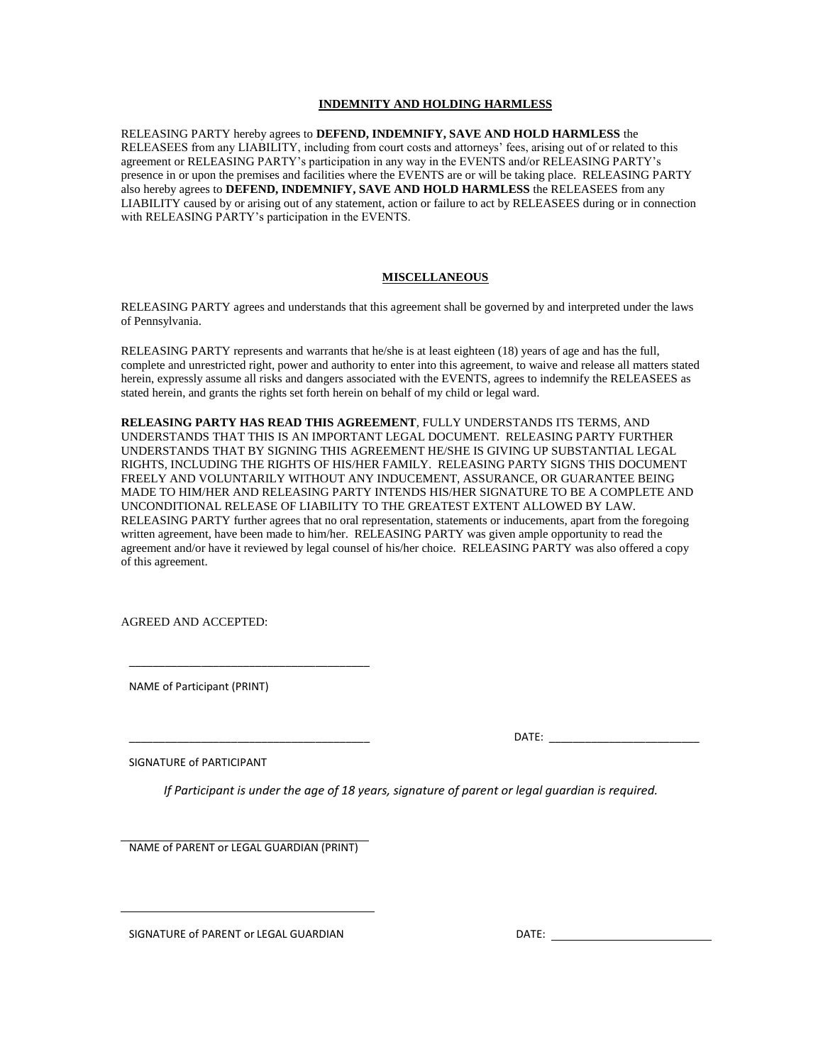## INDEMNITY AND HOLDING HARMLESS

RELEASING PARTY hereby agrees to **DEFEND, INDEMNIFY, SAVE AND HOLD HARMLESS** the RELEASEES from any LIABILITY, including from court costs and attorneys' fees, arising out of or related to this agreement or RELEASING PARTY's participation in any way in the EVENTS and/or RELEASING PARTY's presence in or upon the premises and facilities where the EVENTS are or will be taking place. RELEASING PARTY also hereby agrees to **DEFEND, INDEMNIFY, SAVE AND HOLD HARMLESS** the RELEASEES from any LIABILITY caused by or arising out of any statement, action or failure to act by RELEASEES during or in connection with RELEASING PARTY's participation in the EVENTS.

## MISCELLANEOUS

RELEASING PARTY agrees and understands that this agreement shall be governed by and interpreted under the laws of Pennsylvania.

RELEASING PARTY represents and warrants that he/she is at least eighteen (18) years of age and has the full, complete and unrestricted right, power and authority to enter into this agreement, to waive and release all matters stated herein, expressly assume all risks and dangers associated with the EVENTS, agrees to indemnify the RELEASEES as stated herein, and grants the rights set forth herein on behalf of my child or legal ward.

**RELEASING PARTY HAS READ THIS AGREEMENT**, FULLY UNDERSTANDS ITS TERMS, AND UNDERSTANDS THAT THIS IS AN IMPORTANT LEGAL DOCUMENT. RELEASING PARTY FURTHER UNDERSTANDS THAT BY SIGNING THIS AGREEMENT HE/SHE IS GIVING UP SUBSTANTIAL LEGAL RIGHTS, INCLUDING THE RIGHTS OF HIS/HER FAMILY. RELEASING PARTY SIGNS THIS DOCUMENT FREELY AND VOLUNTARILY WITHOUT ANY INDUCEMENT, ASSURANCE, OR GUARANTEE BEING MADE TO HIM/HER AND RELEASING PARTY INTENDS HIS/HER SIGNATURE TO BE A COMPLETE AND UNCONDITIONAL RELEASE OF LIABILITY TO THE GREATEST EXTENT ALLOWED BY LAW. RELEASING PARTY further agrees that no oral representation, statements or inducements, apart from the foregoing written agreement, have been made to him/her. RELEASING PARTY was given ample opportunity to read the agreement and/or have it reviewed by legal counsel of his/her choice. RELEASING PARTY was also offered a copy of this agreement.

AGREED AND ACCEPTED:

_________________________________________

NAME of Participant (PRINT)

_________________________________________ DATE: _________________________

SIGNATURE of PARTICIPANT

*If Participant is under the age of 18 years, signature of parent or legal guardian is required.*

_________________________________________

NAME of PARENT or LEGAL GUARDIAN (PRINT)

_________________________________________

SIGNATURE of PARENT or LEGAL GUARDIAN DATE: _________________________